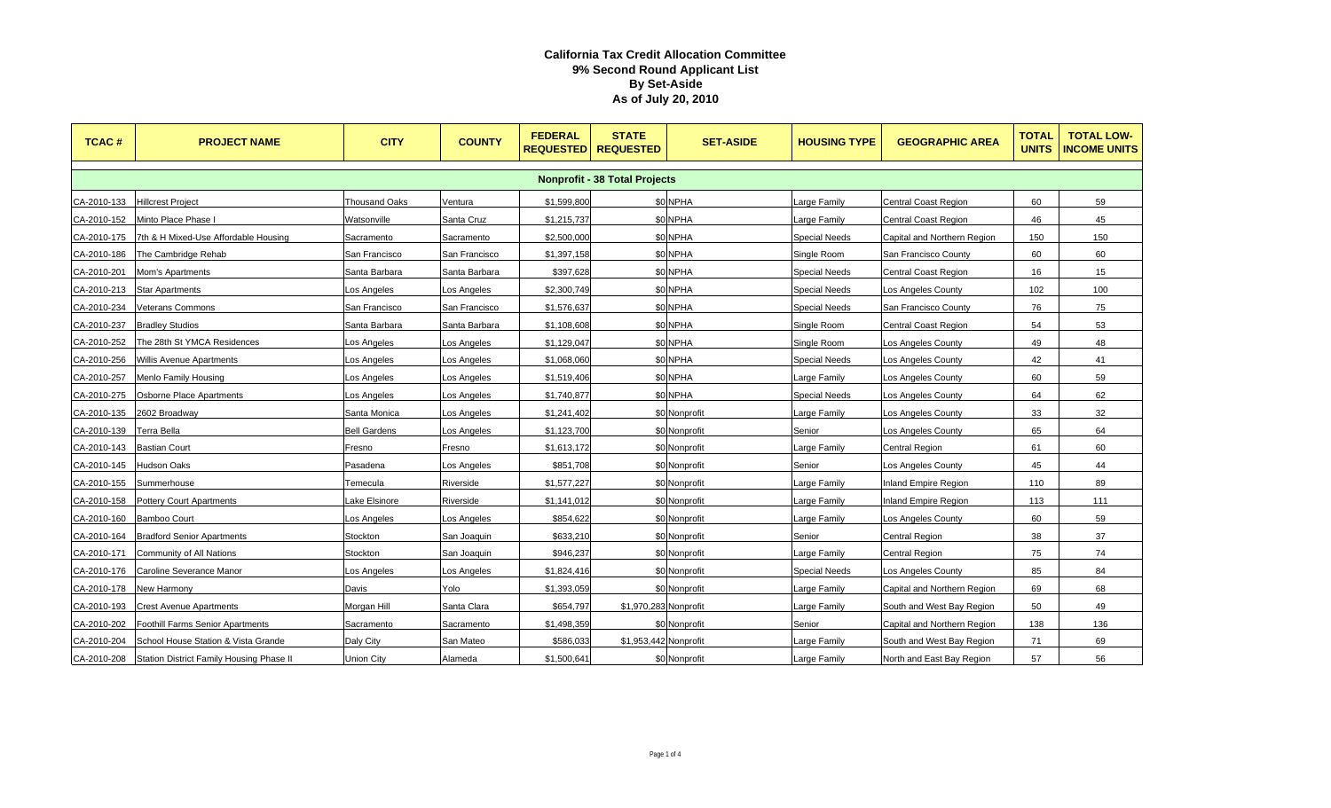# California Tax Credit Allocation Committee
## 9% Second Round Applicant List
## By Set-Aside
## As of July 20, 2010

| TCAC # | PROJECT NAME | CITY | COUNTY | FEDERAL REQUESTED | STATE REQUESTED | SET-ASIDE | HOUSING TYPE | GEOGRAPHIC AREA | TOTAL UNITS | TOTAL LOW-INCOME UNITS |
|---|---|---|---|---|---|---|---|---|---|---|
| **Nonprofit - 38 Total Projects** | | | | | | | | | | |
| CA-2010-133 | Hillcrest Project | Thousand Oaks | Ventura | $1,599,800 | $0 | NPHA | Large Family | Central Coast Region | 60 | 59 |
| CA-2010-152 | Minto Place Phase I | Watsonville | Santa Cruz | $1,215,737 | $0 | NPHA | Large Family | Central Coast Region | 46 | 45 |
| CA-2010-175 | 7th & H Mixed-Use Affordable Housing | Sacramento | Sacramento | $2,500,000 | $0 | NPHA | Special Needs | Capital and Northern Region | 150 | 150 |
| CA-2010-186 | The Cambridge Rehab | San Francisco | San Francisco | $1,397,158 | $0 | NPHA | Single Room | San Francisco County | 60 | 60 |
| CA-2010-201 | Mom's Apartments | Santa Barbara | Santa Barbara | $397,628 | $0 | NPHA | Special Needs | Central Coast Region | 16 | 15 |
| CA-2010-213 | Star Apartments | Los Angeles | Los Angeles | $2,300,749 | $0 | NPHA | Special Needs | Los Angeles County | 102 | 100 |
| CA-2010-234 | Veterans Commons | San Francisco | San Francisco | $1,576,637 | $0 | NPHA | Special Needs | San Francisco County | 76 | 75 |
| CA-2010-237 | Bradley Studios | Santa Barbara | Santa Barbara | $1,108,608 | $0 | NPHA | Single Room | Central Coast Region | 54 | 53 |
| CA-2010-252 | The 28th St YMCA Residences | Los Angeles | Los Angeles | $1,129,047 | $0 | NPHA | Single Room | Los Angeles County | 49 | 48 |
| CA-2010-256 | Willis Avenue Apartments | Los Angeles | Los Angeles | $1,068,060 | $0 | NPHA | Special Needs | Los Angeles County | 42 | 41 |
| CA-2010-257 | Menlo Family Housing | Los Angeles | Los Angeles | $1,519,406 | $0 | NPHA | Large Family | Los Angeles County | 60 | 59 |
| CA-2010-275 | Osborne Place Apartments | Los Angeles | Los Angeles | $1,740,877 | $0 | NPHA | Special Needs | Los Angeles County | 64 | 62 |
| CA-2010-135 | 2602 Broadway | Santa Monica | Los Angeles | $1,241,402 | $0 | Nonprofit | Large Family | Los Angeles County | 33 | 32 |
| CA-2010-139 | Terra Bella | Bell Gardens | Los Angeles | $1,123,700 | $0 | Nonprofit | Senior | Los Angeles County | 65 | 64 |
| CA-2010-143 | Bastian Court | Fresno | Fresno | $1,613,172 | $0 | Nonprofit | Large Family | Central Region | 61 | 60 |
| CA-2010-145 | Hudson Oaks | Pasadena | Los Angeles | $851,708 | $0 | Nonprofit | Senior | Los Angeles County | 45 | 44 |
| CA-2010-155 | Summerhouse | Temecula | Riverside | $1,577,227 | $0 | Nonprofit | Large Family | Inland Empire Region | 110 | 89 |
| CA-2010-158 | Pottery Court Apartments | Lake Elsinore | Riverside | $1,141,012 | $0 | Nonprofit | Large Family | Inland Empire Region | 113 | 111 |
| CA-2010-160 | Bamboo Court | Los Angeles | Los Angeles | $854,622 | $0 | Nonprofit | Large Family | Los Angeles County | 60 | 59 |
| CA-2010-164 | Bradford Senior Apartments | Stockton | San Joaquin | $633,210 | $0 | Nonprofit | Senior | Central Region | 38 | 37 |
| CA-2010-171 | Community of All Nations | Stockton | San Joaquin | $946,237 | $0 | Nonprofit | Large Family | Central Region | 75 | 74 |
| CA-2010-176 | Caroline Severance Manor | Los Angeles | Los Angeles | $1,824,416 | $0 | Nonprofit | Special Needs | Los Angeles County | 85 | 84 |
| CA-2010-178 | New Harmony | Davis | Yolo | $1,393,059 | $0 | Nonprofit | Large Family | Capital and Northern Region | 69 | 68 |
| CA-2010-193 | Crest Avenue Apartments | Morgan Hill | Santa Clara | $654,797 | $1,970,283 | Nonprofit | Large Family | South and West Bay Region | 50 | 49 |
| CA-2010-202 | Foothill Farms Senior Apartments | Sacramento | Sacramento | $1,498,359 | $0 | Nonprofit | Senior | Capital and Northern Region | 138 | 136 |
| CA-2010-204 | School House Station & Vista Grande | Daly City | San Mateo | $586,033 | $1,953,442 | Nonprofit | Large Family | South and West Bay Region | 71 | 69 |
| CA-2010-208 | Station District Family Housing Phase II | Union City | Alameda | $1,500,641 | $0 | Nonprofit | Large Family | North and East Bay Region | 57 | 56 |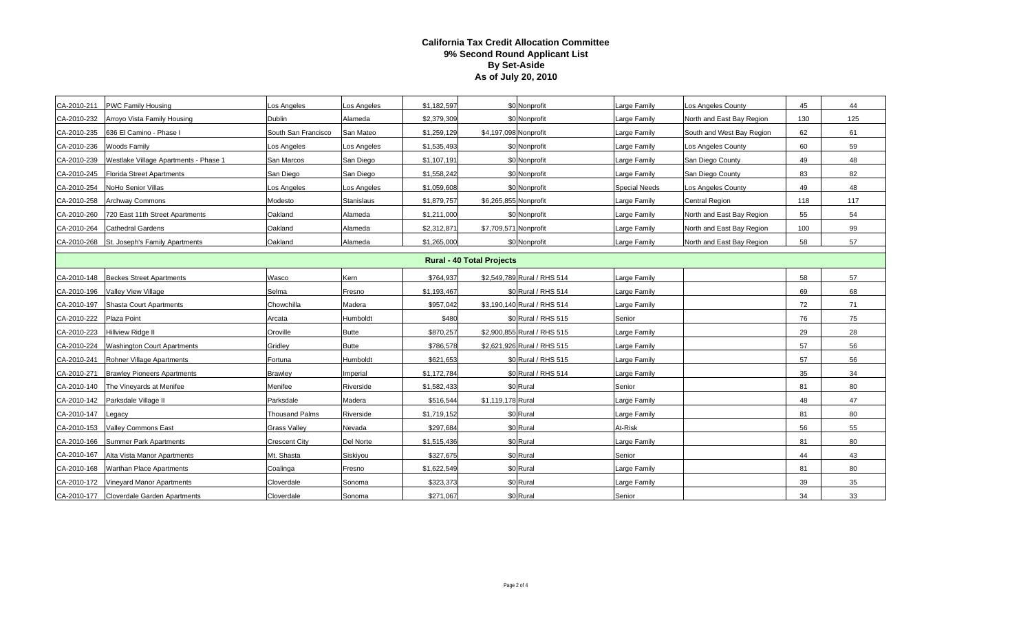# California Tax Credit Allocation Committee
## 9% Second Round Applicant List
## By Set-Aside
## As of July 20, 2010

| | | | | | | | | | | |
|---|---|---|---|---|---|---|---|---|---|---|
| CA-2010-211 | PWC Family Housing | Los Angeles | Los Angeles | $1,182,597 | $0 | Nonprofit | Large Family | Los Angeles County | 45 | 44 |
| CA-2010-232 | Arroyo Vista Family Housing | Dublin | Alameda | $2,379,309 | $0 | Nonprofit | Large Family | North and East Bay Region | 130 | 125 |
| CA-2010-235 | 636 El Camino - Phase I | South San Francisco | San Mateo | $1,259,129 | $4,197,098 | Nonprofit | Large Family | South and West Bay Region | 62 | 61 |
| CA-2010-236 | Woods Family | Los Angeles | Los Angeles | $1,535,493 | $0 | Nonprofit | Large Family | Los Angeles County | 60 | 59 |
| CA-2010-239 | Westlake Village Apartments - Phase 1 | San Marcos | San Diego | $1,107,191 | $0 | Nonprofit | Large Family | San Diego County | 49 | 48 |
| CA-2010-245 | Florida Street Apartments | San Diego | San Diego | $1,558,242 | $0 | Nonprofit | Large Family | San Diego County | 83 | 82 |
| CA-2010-254 | NoHo Senior Villas | Los Angeles | Los Angeles | $1,059,608 | $0 | Nonprofit | Special Needs | Los Angeles County | 49 | 48 |
| CA-2010-258 | Archway Commons | Modesto | Stanislaus | $1,879,757 | $6,265,855 | Nonprofit | Large Family | Central Region | 118 | 117 |
| CA-2010-260 | 720 East 11th Street Apartments | Oakland | Alameda | $1,211,000 | $0 | Nonprofit | Large Family | North and East Bay Region | 55 | 54 |
| CA-2010-264 | Cathedral Gardens | Oakland | Alameda | $2,312,871 | $7,709,571 | Nonprofit | Large Family | North and East Bay Region | 100 | 99 |
| CA-2010-268 | St. Joseph's Family Apartments | Oakland | Alameda | $1,265,000 | $0 | Nonprofit | Large Family | North and East Bay Region | 58 | 57 |
| | | | | **Rural - 40 Total Projects** | | | | | | |
| CA-2010-148 | Beckes Street Apartments | Wasco | Kern | $764,937 | $2,549,789 | Rural / RHS 514 | Large Family | | 58 | 57 |
| CA-2010-196 | Valley View Village | Selma | Fresno | $1,193,467 | $0 | Rural / RHS 514 | Large Family | | 69 | 68 |
| CA-2010-197 | Shasta Court Apartments | Chowchilla | Madera | $957,042 | $3,190,140 | Rural / RHS 514 | Large Family | | 72 | 71 |
| CA-2010-222 | Plaza Point | Arcata | Humboldt | $480 | $0 | Rural / RHS 515 | Senior | | 76 | 75 |
| CA-2010-223 | Hillview Ridge II | Oroville | Butte | $870,257 | $2,900,855 | Rural / RHS 515 | Large Family | | 29 | 28 |
| CA-2010-224 | Washington Court Apartments | Gridley | Butte | $786,578 | $2,621,926 | Rural / RHS 515 | Large Family | | 57 | 56 |
| CA-2010-241 | Rohner Village Apartments | Fortuna | Humboldt | $621,653 | $0 | Rural / RHS 515 | Large Family | | 57 | 56 |
| CA-2010-271 | Brawley Pioneers Apartments | Brawley | Imperial | $1,172,784 | $0 | Rural / RHS 514 | Large Family | | 35 | 34 |
| CA-2010-140 | The Vineyards at Menifee | Menifee | Riverside | $1,582,433 | $0 | Rural | Senior | | 81 | 80 |
| CA-2010-142 | Parksdale Village II | Parksdale | Madera | $516,544 | $1,119,178 | Rural | Large Family | | 48 | 47 |
| CA-2010-147 | Legacy | Thousand Palms | Riverside | $1,719,152 | $0 | Rural | Large Family | | 81 | 80 |
| CA-2010-153 | Valley Commons East | Grass Valley | Nevada | $297,684 | $0 | Rural | At-Risk | | 56 | 55 |
| CA-2010-166 | Summer Park Apartments | Crescent City | Del Norte | $1,515,436 | $0 | Rural | Large Family | | 81 | 80 |
| CA-2010-167 | Alta Vista Manor Apartments | Mt. Shasta | Siskiyou | $327,675 | $0 | Rural | Senior | | 44 | 43 |
| CA-2010-168 | Warthan Place Apartments | Coalinga | Fresno | $1,622,549 | $0 | Rural | Large Family | | 81 | 80 |
| CA-2010-172 | Vineyard Manor Apartments | Cloverdale | Sonoma | $323,373 | $0 | Rural | Large Family | | 39 | 35 |
| CA-2010-177 | Cloverdale Garden Apartments | Cloverdale | Sonoma | $271,067 | $0 | Rural | Senior | | 34 | 33 |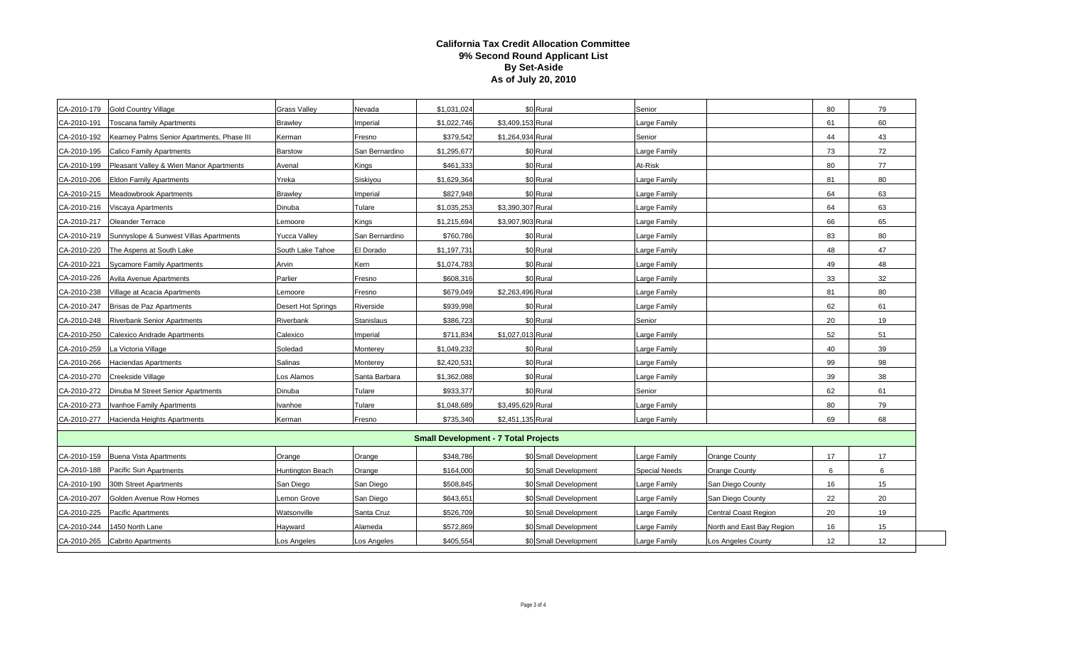# California Tax Credit Allocation Committee
## 9% Second Round Applicant List
## By Set-Aside
## As of July 20, 2010

| | | | | | | | | | | |
|---|---|---|---|---|---|---|---|---|---|---|
| CA-2010-179 | Gold Country Village | Grass Valley | Nevada | $1,031,024 | $0 | Rural | Senior | | 80 | 79 |
| CA-2010-191 | Toscana family Apartments | Brawley | Imperial | $1,022,746 | $3,409,153 | Rural | Large Family | | 61 | 60 |
| CA-2010-192 | Kearney Palms Senior Apartments, Phase III | Kerman | Fresno | $379,542 | $1,264,934 | Rural | Senior | | 44 | 43 |
| CA-2010-195 | Calico Family Apartments | Barstow | San Bernardino | $1,295,677 | $0 | Rural | Large Family | | 73 | 72 |
| CA-2010-199 | Pleasant Valley & Wien Manor Apartments | Avenal | Kings | $461,333 | $0 | Rural | At-Risk | | 80 | 77 |
| CA-2010-206 | Eldon Family Apartments | Yreka | Siskiyou | $1,629,364 | $0 | Rural | Large Family | | 81 | 80 |
| CA-2010-215 | Meadowbrook Apartments | Brawley | Imperial | $827,948 | $0 | Rural | Large Family | | 64 | 63 |
| CA-2010-216 | Viscaya Apartments | Dinuba | Tulare | $1,035,253 | $3,390,307 | Rural | Large Family | | 64 | 63 |
| CA-2010-217 | Oleander Terrace | Lemoore | Kings | $1,215,694 | $3,907,903 | Rural | Large Family | | 66 | 65 |
| CA-2010-219 | Sunnyslope & Sunwest Villas Apartments | Yucca Valley | San Bernardino | $760,786 | $0 | Rural | Large Family | | 83 | 80 |
| CA-2010-220 | The Aspens at South Lake | South Lake Tahoe | El Dorado | $1,197,731 | $0 | Rural | Large Family | | 48 | 47 |
| CA-2010-221 | Sycamore Family Apartments | Arvin | Kern | $1,074,783 | $0 | Rural | Large Family | | 49 | 48 |
| CA-2010-226 | Avila Avenue Apartments | Parlier | Fresno | $608,316 | $0 | Rural | Large Family | | 33 | 32 |
| CA-2010-238 | Village at Acacia Apartments | Lemoore | Fresno | $679,049 | $2,263,496 | Rural | Large Family | | 81 | 80 |
| CA-2010-247 | Brisas de Paz Apartments | Desert Hot Springs | Riverside | $939,998 | $0 | Rural | Large Family | | 62 | 61 |
| CA-2010-248 | Riverbank Senior Apartments | Riverbank | Stanislaus | $386,723 | $0 | Rural | Senior | | 20 | 19 |
| CA-2010-250 | Calexico Andrade Apartments | Calexico | Imperial | $711,834 | $1,027,013 | Rural | Large Family | | 52 | 51 |
| CA-2010-259 | La Victoria Village | Soledad | Monterey | $1,049,232 | $0 | Rural | Large Family | | 40 | 39 |
| CA-2010-266 | Haciendas Apartments | Salinas | Monterey | $2,420,531 | $0 | Rural | Large Family | | 99 | 98 |
| CA-2010-270 | Creekside Village | Los Alamos | Santa Barbara | $1,362,088 | $0 | Rural | Large Family | | 39 | 38 |
| CA-2010-272 | Dinuba M Street Senior Apartments | Dinuba | Tulare | $933,377 | $0 | Rural | Senior | | 62 | 61 |
| CA-2010-273 | Ivanhoe Family Apartments | Ivanhoe | Tulare | $1,048,689 | $3,495,629 | Rural | Large Family | | 80 | 79 |
| CA-2010-277 | Hacienda Heights Apartments | Kerman | Fresno | $735,340 | $2,451,135 | Rural | Large Family | | 69 | 68 |
| | | | | **Small Development - 7 Total Projects** | | | | | | |
| CA-2010-159 | Buena Vista Apartments | Orange | Orange | $348,786 | $0 | Small Development | Large Family | Orange County | 17 | 17 |
| CA-2010-188 | Pacific Sun Apartments | Huntington Beach | Orange | $164,000 | $0 | Small Development | Special Needs | Orange County | 6 | 6 |
| CA-2010-190 | 30th Street Apartments | San Diego | San Diego | $508,845 | $0 | Small Development | Large Family | San Diego County | 16 | 15 |
| CA-2010-207 | Golden Avenue Row Homes | Lemon Grove | San Diego | $643,651 | $0 | Small Development | Large Family | San Diego County | 22 | 20 |
| CA-2010-225 | Pacific Apartments | Watsonville | Santa Cruz | $526,709 | $0 | Small Development | Large Family | Central Coast Region | 20 | 19 |
| CA-2010-244 | 1450 North Lane | Hayward | Alameda | $572,869 | $0 | Small Development | Large Family | North and East Bay Region | 16 | 15 |
| CA-2010-265 | Cabrito Apartments | Los Angeles | Los Angeles | $405,554 | $0 | Small Development | Large Family | Los Angeles County | 12 | 12 |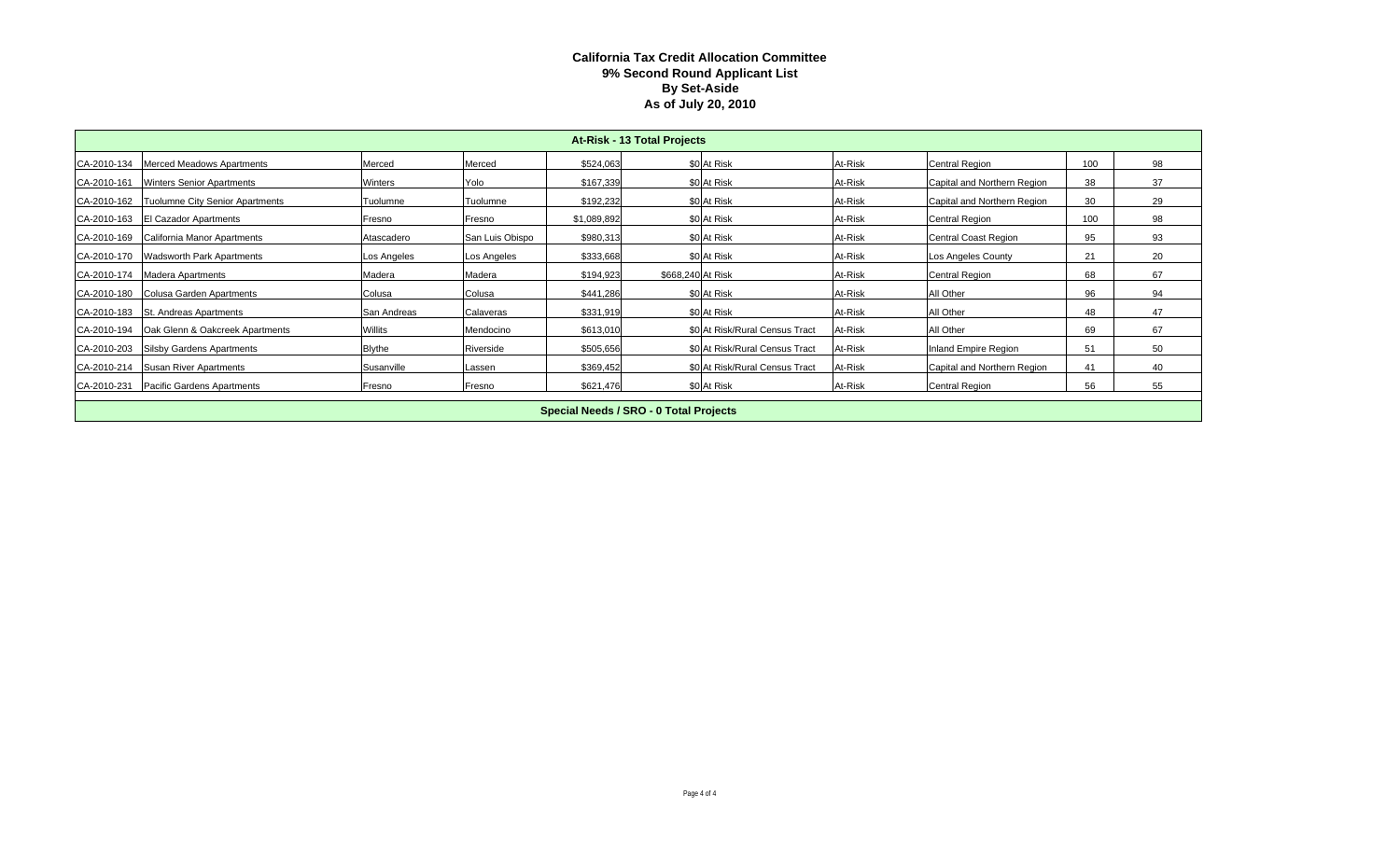# California Tax Credit Allocation Committee
## 9% Second Round Applicant List
## By Set-Aside
## As of July 20, 2010

| | | | | | | | | | | |
|---|---|---|---|---|---|---|---|---|---|---|
| **At-Risk - 13 Total Projects** | | | | | | | | | | |
| CA-2010-134 | Merced Meadows Apartments | Merced | Merced | $524,063 | $0 | At Risk | At-Risk | Central Region | 100 | 98 |
| CA-2010-161 | Winters Senior Apartments | Winters | Yolo | $167,339 | $0 | At Risk | At-Risk | Capital and Northern Region | 38 | 37 |
| CA-2010-162 | Tuolumne City Senior Apartments | Tuolumne | Tuolumne | $192,232 | $0 | At Risk | At-Risk | Capital and Northern Region | 30 | 29 |
| CA-2010-163 | El Cazador Apartments | Fresno | Fresno | $1,089,892 | $0 | At Risk | At-Risk | Central Region | 100 | 98 |
| CA-2010-169 | California Manor Apartments | Atascadero | San Luis Obispo | $980,313 | $0 | At Risk | At-Risk | Central Coast Region | 95 | 93 |
| CA-2010-170 | Wadsworth Park Apartments | Los Angeles | Los Angeles | $333,668 | $0 | At Risk | At-Risk | Los Angeles County | 21 | 20 |
| CA-2010-174 | Madera Apartments | Madera | Madera | $194,923 | $668,240 | At Risk | At-Risk | Central Region | 68 | 67 |
| CA-2010-180 | Colusa Garden Apartments | Colusa | Colusa | $441,286 | $0 | At Risk | At-Risk | All Other | 96 | 94 |
| CA-2010-183 | St. Andreas Apartments | San Andreas | Calaveras | $331,919 | $0 | At Risk | At-Risk | All Other | 48 | 47 |
| CA-2010-194 | Oak Glenn & Oakcreek Apartments | Willits | Mendocino | $613,010 | $0 | At Risk/Rural Census Tract | At-Risk | All Other | 69 | 67 |
| CA-2010-203 | Silsby Gardens Apartments | Blythe | Riverside | $505,656 | $0 | At Risk/Rural Census Tract | At-Risk | Inland Empire Region | 51 | 50 |
| CA-2010-214 | Susan River Apartments | Susanville | Lassen | $369,452 | $0 | At Risk/Rural Census Tract | At-Risk | Capital and Northern Region | 41 | 40 |
| CA-2010-231 | Pacific Gardens Apartments | Fresno | Fresno | $621,476 | $0 | At Risk | At-Risk | Central Region | 56 | 55 |
| **Special Needs / SRO - 0 Total Projects** | | | | | | | | | | |